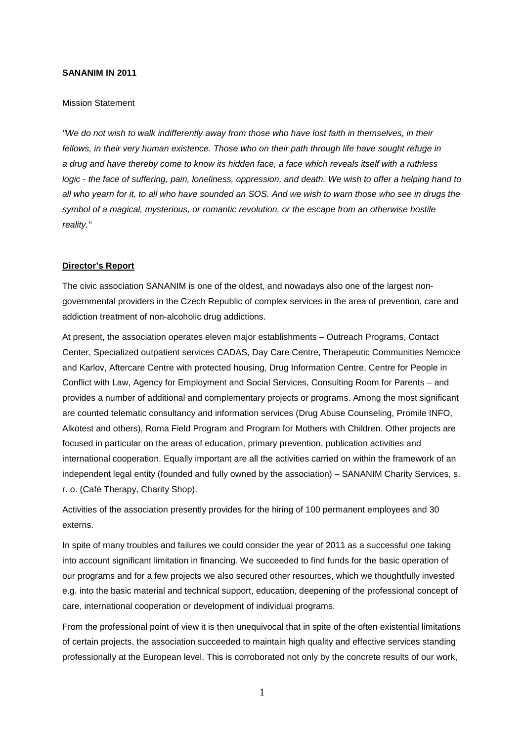**SANANIM IN 2011**

Mission Statement

*"We do not wish to walk indifferently away from those who have lost faith in themselves, in their fellows, in their very human existence. Those who on their path through life have sought refuge in a drug and have thereby come to know its hidden face, a face which reveals itself with a ruthless logic - the face of suffering, pain, loneliness, oppression, and death. We wish to offer a helping hand to all who yearn for it, to all who have sounded an SOS. And we wish to warn those who see in drugs the symbol of a magical, mysterious, or romantic revolution, or the escape from an otherwise hostile reality."*

**Director's Report**

The civic association SANANIM is one of the oldest, and nowadays also one of the largest non-governmental providers in the Czech Republic of complex services in the area of prevention, care and addiction treatment of non-alcoholic drug addictions.

At present, the association operates eleven major establishments – Outreach Programs, Contact Center, Specialized outpatient services CADAS, Day Care Centre, Therapeutic Communities Nemcice and Karlov, Aftercare Centre with protected housing, Drug Information Centre, Centre for People in Conflict with Law, Agency for Employment and Social Services, Consulting Room for Parents – and provides a number of additional and complementary projects or programs. Among the most significant are counted telematic consultancy and information services (Drug Abuse Counseling, Promile INFO, Alkotest and others), Roma Field Program and Program for Mothers with Children. Other projects are focused in particular on the areas of education, primary prevention, publication activities and international cooperation. Equally important are all the activities carried on within the framework of an independent legal entity (founded and fully owned by the association) – SANANIM Charity Services, s. r. o. (Café Therapy, Charity Shop).

Activities of the association presently provides for the hiring of 100 permanent employees and 30 externs.

In spite of many troubles and failures we could consider the year of 2011 as a successful one taking into account significant limitation in financing. We succeeded to find funds for the basic operation of our programs and for a few projects we also secured other resources, which we thoughtfully invested e.g. into the basic material and technical support, education, deepening of the professional concept of care, international cooperation or development of individual programs.

From the professional point of view it is then unequivocal that in spite of the often existential limitations of certain projects, the association succeeded to maintain high quality and effective services standing professionally at the European level. This is corroborated not only by the concrete results of our work,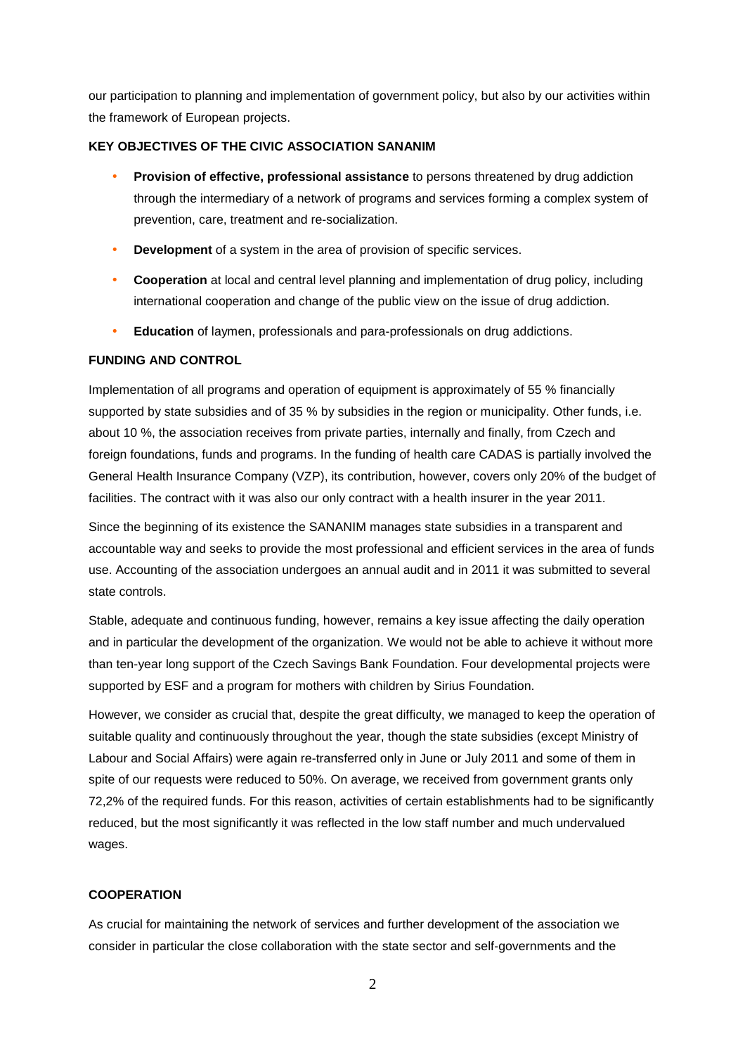our participation to planning and implementation of government policy, but also by our activities within the framework of European projects.

### KEY OBJECTIVES OF THE CIVIC ASSOCIATION SANANIM

- **Provision of effective, professional assistance** to persons threatened by drug addiction through the intermediary of a network of programs and services forming a complex system of prevention, care, treatment and re-socialization.
- **Development** of a system in the area of provision of specific services.
- **Cooperation** at local and central level planning and implementation of drug policy, including international cooperation and change of the public view on the issue of drug addiction.
- **Education** of laymen, professionals and para-professionals on drug addictions.

### FUNDING AND CONTROL

Implementation of all programs and operation of equipment is approximately of 55 % financially supported by state subsidies and of 35 % by subsidies in the region or municipality. Other funds, i.e. about 10 %, the association receives from private parties, internally and finally, from Czech and foreign foundations, funds and programs. In the funding of health care CADAS is partially involved the General Health Insurance Company (VZP), its contribution, however, covers only 20% of the budget of facilities. The contract with it was also our only contract with a health insurer in the year 2011.

Since the beginning of its existence the SANANIM manages state subsidies in a transparent and accountable way and seeks to provide the most professional and efficient services in the area of funds use. Accounting of the association undergoes an annual audit and in 2011 it was submitted to several state controls.

Stable, adequate and continuous funding, however, remains a key issue affecting the daily operation and in particular the development of the organization. We would not be able to achieve it without more than ten-year long support of the Czech Savings Bank Foundation. Four developmental projects were supported by ESF and a program for mothers with children by Sirius Foundation.

However, we consider as crucial that, despite the great difficulty, we managed to keep the operation of suitable quality and continuously throughout the year, though the state subsidies (except Ministry of Labour and Social Affairs) were again re-transferred only in June or July 2011 and some of them in spite of our requests were reduced to 50%. On average, we received from government grants only 72,2% of the required funds. For this reason, activities of certain establishments had to be significantly reduced, but the most significantly it was reflected in the low staff number and much undervalued wages.

### COOPERATION

As crucial for maintaining the network of services and further development of the association we consider in particular the close collaboration with the state sector and self-governments and the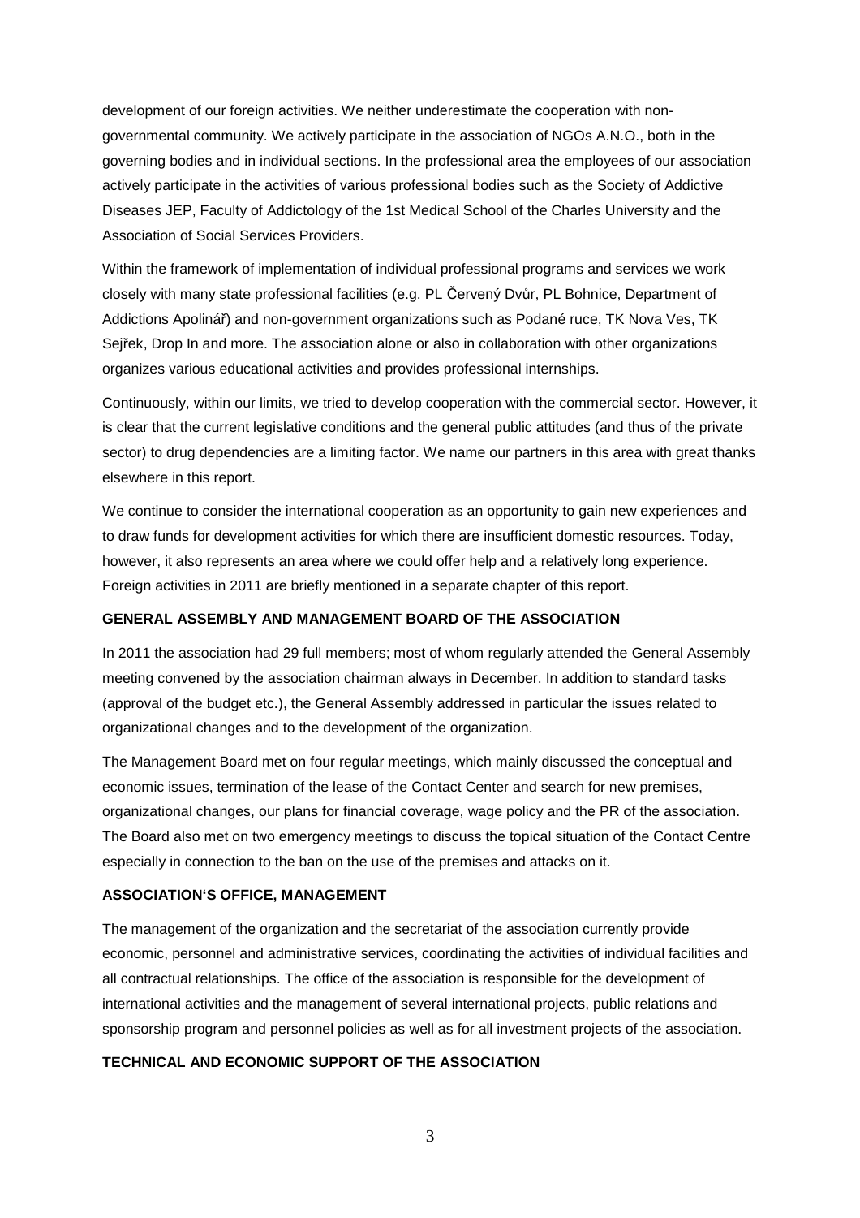development of our foreign activities. We neither underestimate the cooperation with non-governmental community. We actively participate in the association of NGOs A.N.O., both in the governing bodies and in individual sections. In the professional area the employees of our association actively participate in the activities of various professional bodies such as the Society of Addictive Diseases JEP, Faculty of Addictology of the 1st Medical School of the Charles University and the Association of Social Services Providers.

Within the framework of implementation of individual professional programs and services we work closely with many state professional facilities (e.g. PL Červený Dvůr, PL Bohnice, Department of Addictions Apolinář) and non-government organizations such as Podané ruce, TK Nova Ves, TK Sejřek, Drop In and more. The association alone or also in collaboration with other organizations organizes various educational activities and provides professional internships.

Continuously, within our limits, we tried to develop cooperation with the commercial sector. However, it is clear that the current legislative conditions and the general public attitudes (and thus of the private sector) to drug dependencies are a limiting factor. We name our partners in this area with great thanks elsewhere in this report.

We continue to consider the international cooperation as an opportunity to gain new experiences and to draw funds for development activities for which there are insufficient domestic resources. Today, however, it also represents an area where we could offer help and a relatively long experience. Foreign activities in 2011 are briefly mentioned in a separate chapter of this report.

## GENERAL ASSEMBLY AND MANAGEMENT BOARD OF THE ASSOCIATION

In 2011 the association had 29 full members; most of whom regularly attended the General Assembly meeting convened by the association chairman always in December. In addition to standard tasks (approval of the budget etc.), the General Assembly addressed in particular the issues related to organizational changes and to the development of the organization.

The Management Board met on four regular meetings, which mainly discussed the conceptual and economic issues, termination of the lease of the Contact Center and search for new premises, organizational changes, our plans for financial coverage, wage policy and the PR of the association. The Board also met on two emergency meetings to discuss the topical situation of the Contact Centre especially in connection to the ban on the use of the premises and attacks on it.

## ASSOCIATION'S OFFICE, MANAGEMENT

The management of the organization and the secretariat of the association currently provide economic, personnel and administrative services, coordinating the activities of individual facilities and all contractual relationships. The office of the association is responsible for the development of international activities and the management of several international projects, public relations and sponsorship program and personnel policies as well as for all investment projects of the association.

## TECHNICAL AND ECONOMIC SUPPORT OF THE ASSOCIATION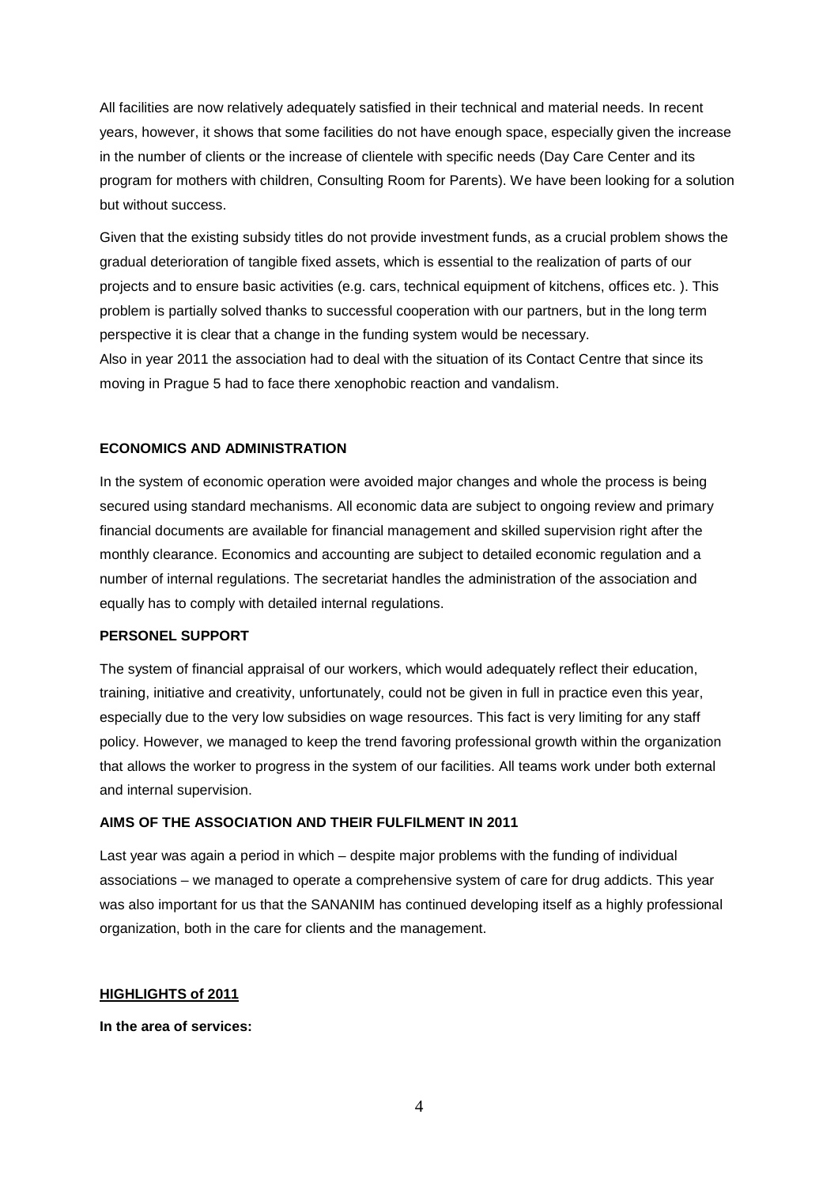All facilities are now relatively adequately satisfied in their technical and material needs. In recent years, however, it shows that some facilities do not have enough space, especially given the increase in the number of clients or the increase of clientele with specific needs (Day Care Center and its program for mothers with children, Consulting Room for Parents). We have been looking for a solution but without success.

Given that the existing subsidy titles do not provide investment funds, as a crucial problem shows the gradual deterioration of tangible fixed assets, which is essential to the realization of parts of our projects and to ensure basic activities (e.g. cars, technical equipment of kitchens, offices etc. ). This problem is partially solved thanks to successful cooperation with our partners, but in the long term perspective it is clear that a change in the funding system would be necessary.
Also in year 2011 the association had to deal with the situation of its Contact Centre that since its moving in Prague 5 had to face there xenophobic reaction and vandalism.

**ECONOMICS AND ADMINISTRATION**

In the system of economic operation were avoided major changes and whole the process is being secured using standard mechanisms. All economic data are subject to ongoing review and primary financial documents are available for financial management and skilled supervision right after the monthly clearance. Economics and accounting are subject to detailed economic regulation and a number of internal regulations. The secretariat handles the administration of the association and equally has to comply with detailed internal regulations.

**PERSONEL SUPPORT**

The system of financial appraisal of our workers, which would adequately reflect their education, training, initiative and creativity, unfortunately, could not be given in full in practice even this year, especially due to the very low subsidies on wage resources. This fact is very limiting for any staff policy. However, we managed to keep the trend favoring professional growth within the organization that allows the worker to progress in the system of our facilities. All teams work under both external and internal supervision.

**AIMS OF THE ASSOCIATION AND THEIR FULFILMENT IN 2011**

Last year was again a period in which – despite major problems with the funding of individual associations – we managed to operate a comprehensive system of care for drug addicts. This year was also important for us that the SANANIM has continued developing itself as a highly professional organization, both in the care for clients and the management.

**HIGHLIGHTS of 2011**

**In the area of services:**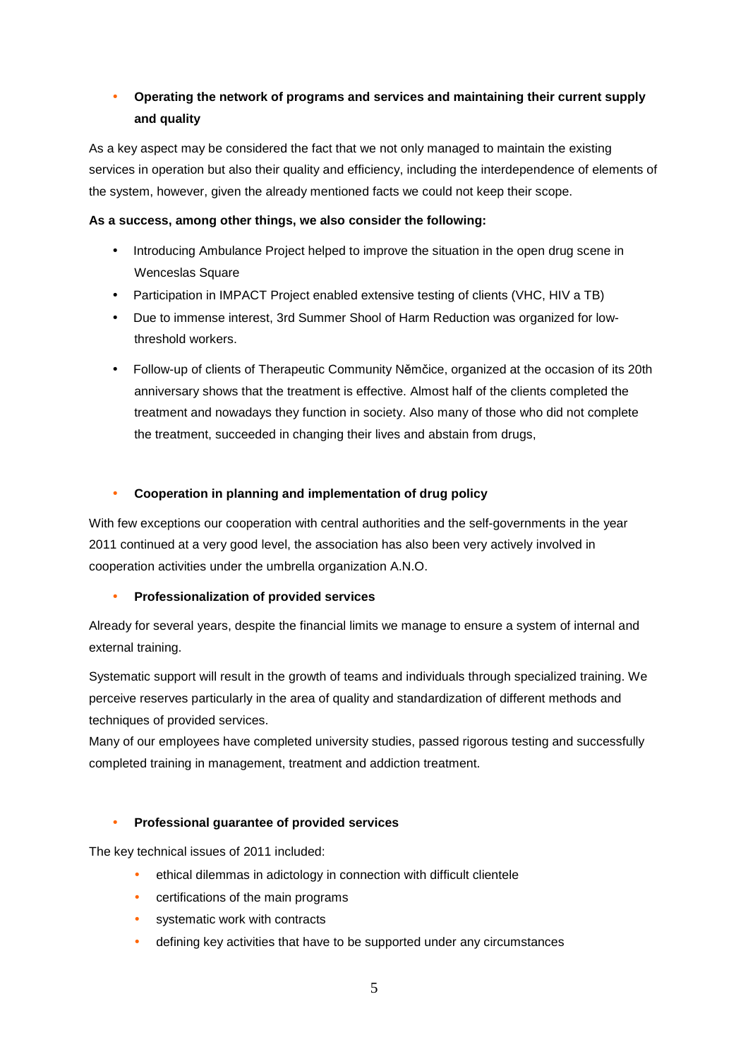- **Operating the network of programs and services and maintaining their current supply and quality**

As a key aspect may be considered the fact that we not only managed to maintain the existing services in operation but also their quality and efficiency, including the interdependence of elements of the system, however, given the already mentioned facts we could not keep their scope.

**As a success, among other things, we also consider the following:**

- Introducing Ambulance Project helped to improve the situation in the open drug scene in Wenceslas Square
- Participation in IMPACT Project enabled extensive testing of clients (VHC, HIV a TB)
- Due to immense interest, 3rd Summer Shool of Harm Reduction was organized for low-threshold workers.
- Follow-up of clients of Therapeutic Community Němčice, organized at the occasion of its 20th anniversary shows that the treatment is effective. Almost half of the clients completed the treatment and nowadays they function in society. Also many of those who did not complete the treatment, succeeded in changing their lives and abstain from drugs,

- **Cooperation in planning and implementation of drug policy**

With few exceptions our cooperation with central authorities and the self-governments in the year 2011 continued at a very good level, the association has also been very actively involved in cooperation activities under the umbrella organization A.N.O.

- **Professionalization of provided services**

Already for several years, despite the financial limits we manage to ensure a system of internal and external training.

Systematic support will result in the growth of teams and individuals through specialized training. We perceive reserves particularly in the area of quality and standardization of different methods and techniques of provided services.

Many of our employees have completed university studies, passed rigorous testing and successfully completed training in management, treatment and addiction treatment.

- **Professional guarantee of provided services**

The key technical issues of 2011 included:

- ethical dilemmas in adictology in connection with difficult clientele
- certifications of the main programs
- systematic work with contracts
- defining key activities that have to be supported under any circumstances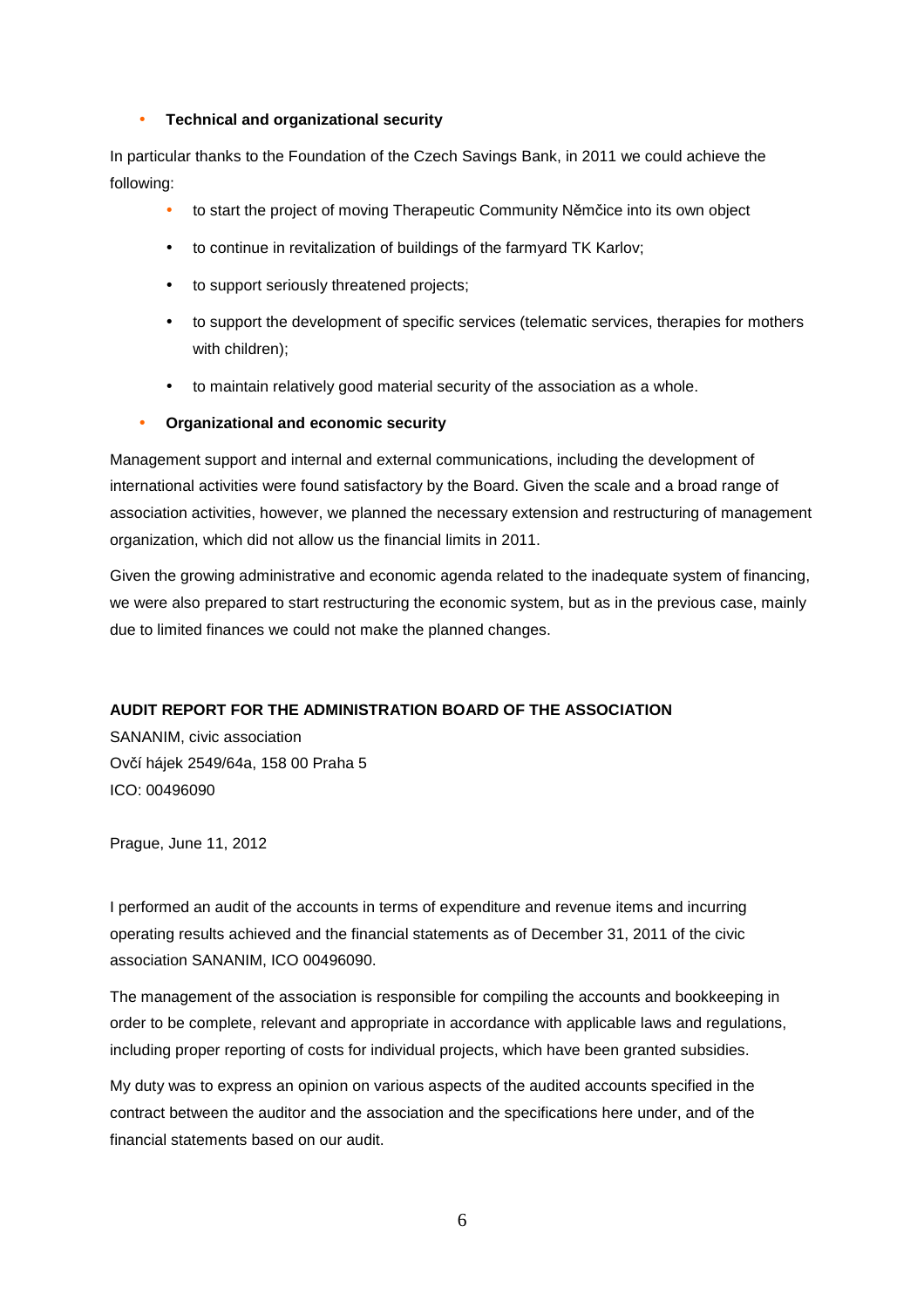- **Technical and organizational security**

In particular thanks to the Foundation of the Czech Savings Bank, in 2011 we could achieve the following:

- to start the project of moving Therapeutic Community Němčice into its own object
- to continue in revitalization of buildings of the farmyard TK Karlov;
- to support seriously threatened projects;
- to support the development of specific services (telematic services, therapies for mothers with children);
- to maintain relatively good material security of the association as a whole.

- **Organizational and economic security**

Management support and internal and external communications, including the development of international activities were found satisfactory by the Board. Given the scale and a broad range of association activities, however, we planned the necessary extension and restructuring of management organization, which did not allow us the financial limits in 2011.

Given the growing administrative and economic agenda related to the inadequate system of financing, we were also prepared to start restructuring the economic system, but as in the previous case, mainly due to limited finances we could not make the planned changes.

**AUDIT REPORT FOR THE ADMINISTRATION BOARD OF THE ASSOCIATION**

SANANIM, civic association
Ovčí hájek 2549/64a, 158 00 Praha 5
ICO: 00496090

Prague, June 11, 2012

I performed an audit of the accounts in terms of expenditure and revenue items and incurring operating results achieved and the financial statements as of December 31, 2011 of the civic association SANANIM, ICO 00496090.

The management of the association is responsible for compiling the accounts and bookkeeping in order to be complete, relevant and appropriate in accordance with applicable laws and regulations, including proper reporting of costs for individual projects, which have been granted subsidies.

My duty was to express an opinion on various aspects of the audited accounts specified in the contract between the auditor and the association and the specifications here under, and of the financial statements based on our audit.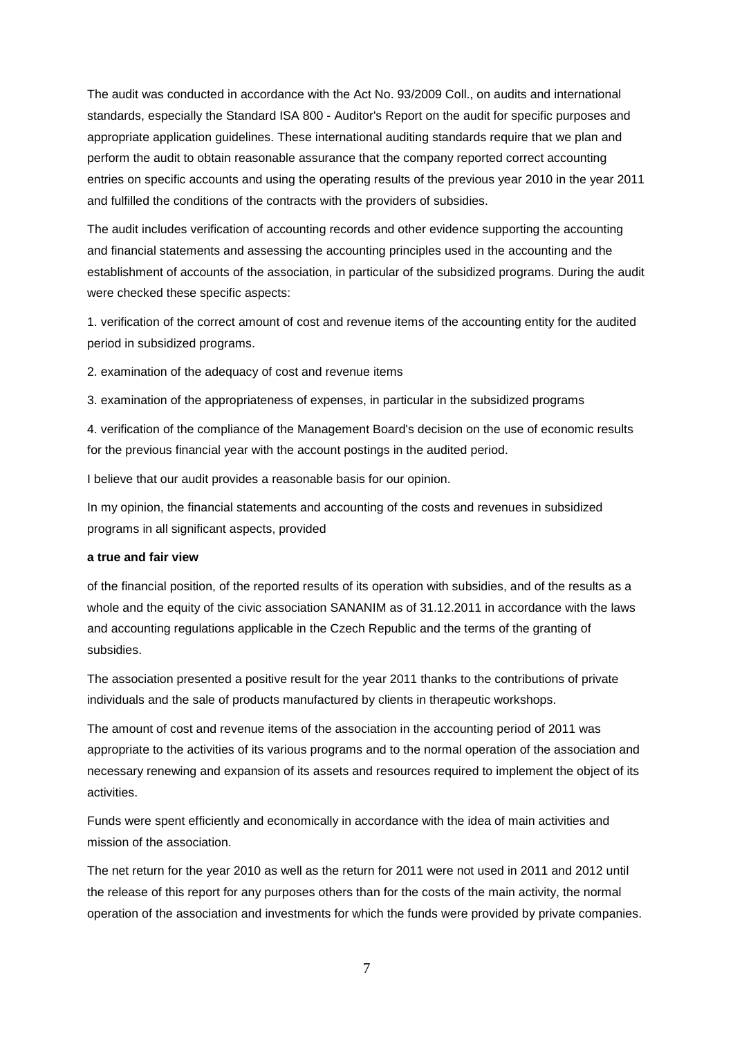The audit was conducted in accordance with the Act No. 93/2009 Coll., on audits and international standards, especially the Standard ISA 800 - Auditor's Report on the audit for specific purposes and appropriate application guidelines. These international auditing standards require that we plan and perform the audit to obtain reasonable assurance that the company reported correct accounting entries on specific accounts and using the operating results of the previous year 2010 in the year 2011 and fulfilled the conditions of the contracts with the providers of subsidies.

The audit includes verification of accounting records and other evidence supporting the accounting and financial statements and assessing the accounting principles used in the accounting and the establishment of accounts of the association, in particular of the subsidized programs. During the audit were checked these specific aspects:

1. verification of the correct amount of cost and revenue items of the accounting entity for the audited period in subsidized programs.

2. examination of the adequacy of cost and revenue items

3. examination of the appropriateness of expenses, in particular in the subsidized programs

4. verification of the compliance of the Management Board's decision on the use of economic results for the previous financial year with the account postings in the audited period.

I believe that our audit provides a reasonable basis for our opinion.

In my opinion, the financial statements and accounting of the costs and revenues in subsidized programs in all significant aspects, provided

**a true and fair view**

of the financial position, of the reported results of its operation with subsidies, and of the results as a whole and the equity of the civic association SANANIM as of 31.12.2011 in accordance with the laws and accounting regulations applicable in the Czech Republic and the terms of the granting of subsidies.

The association presented a positive result for the year 2011 thanks to the contributions of private individuals and the sale of products manufactured by clients in therapeutic workshops.

The amount of cost and revenue items of the association in the accounting period of 2011 was appropriate to the activities of its various programs and to the normal operation of the association and necessary renewing and expansion of its assets and resources required to implement the object of its activities.

Funds were spent efficiently and economically in accordance with the idea of main activities and mission of the association.

The net return for the year 2010 as well as the return for 2011 were not used in 2011 and 2012 until the release of this report for any purposes others than for the costs of the main activity, the normal operation of the association and investments for which the funds were provided by private companies.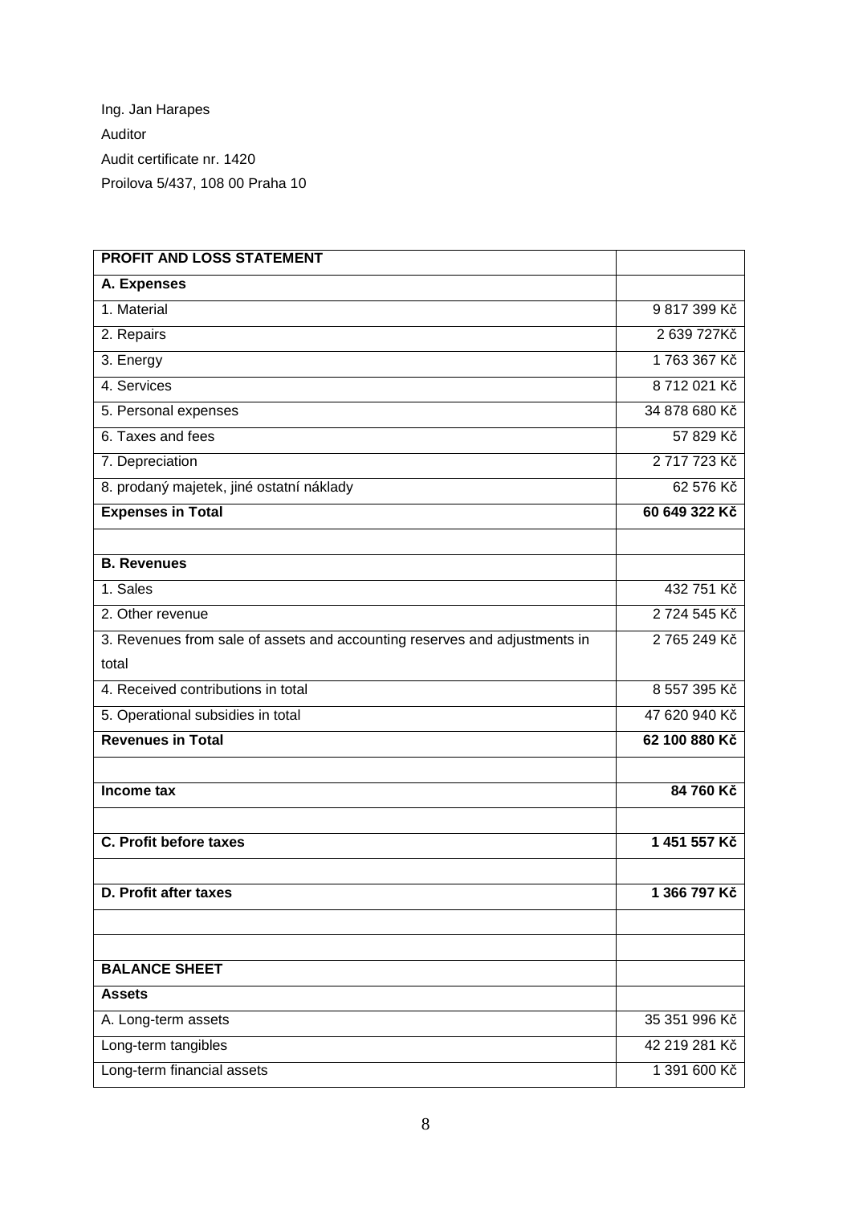Ing. Jan Harapes

Auditor

Audit certificate nr. 1420

Proilova 5/437, 108 00 Praha 10

| **PROFIT AND LOSS STATEMENT** | |
|---|---|
| **A. Expenses** | |
| 1. Material | 9 817 399 Kč |
| 2. Repairs | 2 639 727Kč |
| 3. Energy | 1 763 367 Kč |
| 4. Services | 8 712 021 Kč |
| 5. Personal expenses | 34 878 680 Kč |
| 6. Taxes and fees | 57 829 Kč |
| 7. Depreciation | 2 717 723 Kč |
| 8. prodaný majetek, jiné ostatní náklady | 62 576 Kč |
| **Expenses in Total** | **60 649 322 Kč** |
| | |
| **B. Revenues** | |
| 1. Sales | 432 751 Kč |
| 2. Other revenue | 2 724 545 Kč |
| 3. Revenues from sale of assets and accounting reserves and adjustments in total | 2 765 249 Kč |
| 4. Received contributions in total | 8 557 395 Kč |
| 5. Operational subsidies in total | 47 620 940 Kč |
| **Revenues in Total** | **62 100 880 Kč** |
| | |
| **Income tax** | **84 760 Kč** |
| | |
| **C. Profit before taxes** | **1 451 557 Kč** |
| | |
| **D. Profit after taxes** | **1 366 797 Kč** |
| | |
| | |
| **BALANCE SHEET** | |
| **Assets** | |
| A. Long-term assets | 35 351 996 Kč |
| Long-term tangibles | 42 219 281 Kč |
| Long-term financial assets | 1 391 600 Kč |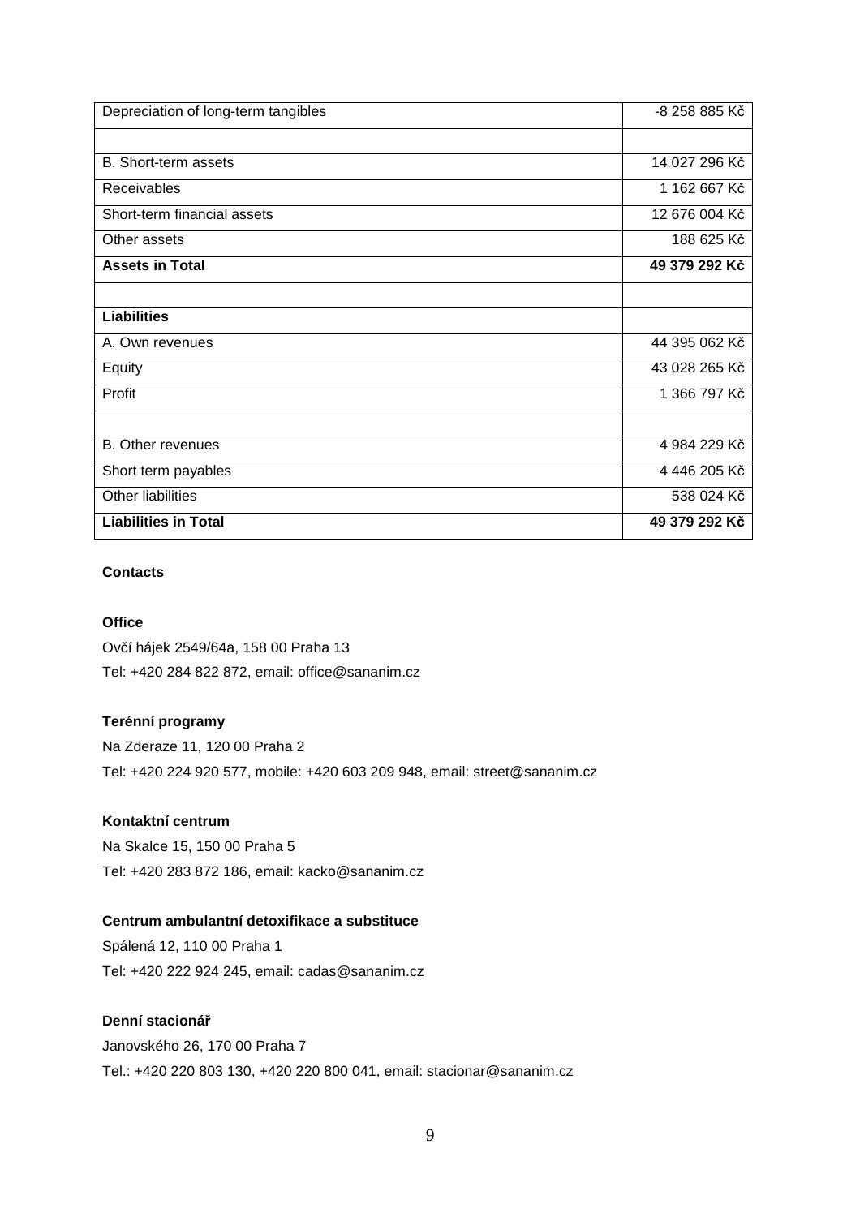| | |
|---|---|
| Depreciation of long-term tangibles | -8 258 885 Kč |
| | |
| B. Short-term assets | 14 027 296 Kč |
| Receivables | 1 162 667 Kč |
| Short-term financial assets | 12 676 004 Kč |
| Other assets | 188 625 Kč |
| **Assets in Total** | **49 379 292 Kč** |
| | |
| **Liabilities** | |
| A. Own revenues | 44 395 062 Kč |
| Equity | 43 028 265 Kč |
| Profit | 1 366 797 Kč |
| | |
| B. Other revenues | 4 984 229 Kč |
| Short term payables | 4 446 205 Kč |
| Other liabilities | 538 024 Kč |
| **Liabilities in Total** | **49 379 292 Kč** |

**Contacts**

**Office**

Ovčí hájek 2549/64a, 158 00 Praha 13

Tel: +420 284 822 872, email: office@sananim.cz

**Terénní programy**

Na Zderaze 11, 120 00 Praha 2

Tel: +420 224 920 577, mobile: +420 603 209 948, email: street@sananim.cz

**Kontaktní centrum**

Na Skalce 15, 150 00 Praha 5

Tel: +420 283 872 186, email: kacko@sananim.cz

**Centrum ambulantní detoxifikace a substituce**

Spálená 12, 110 00 Praha 1

Tel: +420 222 924 245, email: cadas@sananim.cz

**Denní stacionář**

Janovského 26, 170 00 Praha 7

Tel.: +420 220 803 130, +420 220 800 041, email: stacionar@sananim.cz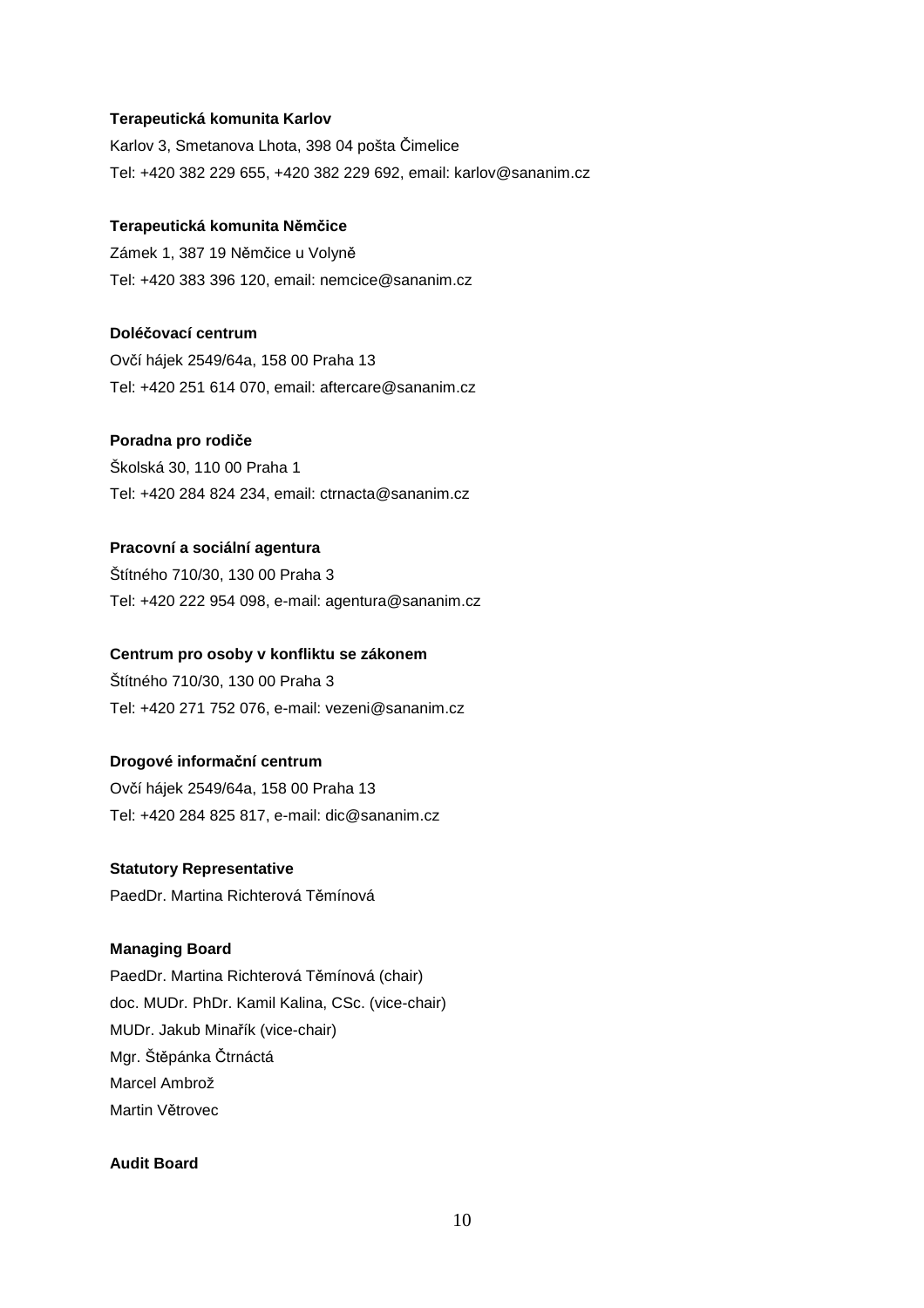**Terapeutická komunita Karlov**

Karlov 3, Smetanova Lhota, 398 04 pošta Čimelice

Tel: +420 382 229 655, +420 382 229 692, email: karlov@sananim.cz

**Terapeutická komunita Němčice**

Zámek 1, 387 19 Němčice u Volyně

Tel: +420 383 396 120, email: nemcice@sananim.cz

**Doléčovací centrum**

Ovčí hájek 2549/64a, 158 00 Praha 13

Tel: +420 251 614 070, email: aftercare@sananim.cz

**Poradna pro rodiče**

Školská 30, 110 00 Praha 1

Tel: +420 284 824 234, email: ctrnacta@sananim.cz

**Pracovní a sociální agentura**

Štítného 710/30, 130 00 Praha 3

Tel: +420 222 954 098, e-mail: agentura@sananim.cz

**Centrum pro osoby v konfliktu se zákonem**

Štítného 710/30, 130 00 Praha 3

Tel: +420 271 752 076, e-mail: vezeni@sananim.cz

**Drogové informační centrum**

Ovčí hájek 2549/64a, 158 00 Praha 13

Tel: +420 284 825 817, e-mail: dic@sananim.cz

**Statutory Representative**

PaedDr. Martina Richterová Těmínová

**Managing Board**

PaedDr. Martina Richterová Těmínová (chair)
doc. MUDr. PhDr. Kamil Kalina, CSc. (vice-chair)
MUDr. Jakub Minařík (vice-chair)
Mgr. Štěpánka Čtrnáctá
Marcel Ambrož
Martin Větrovec

**Audit Board**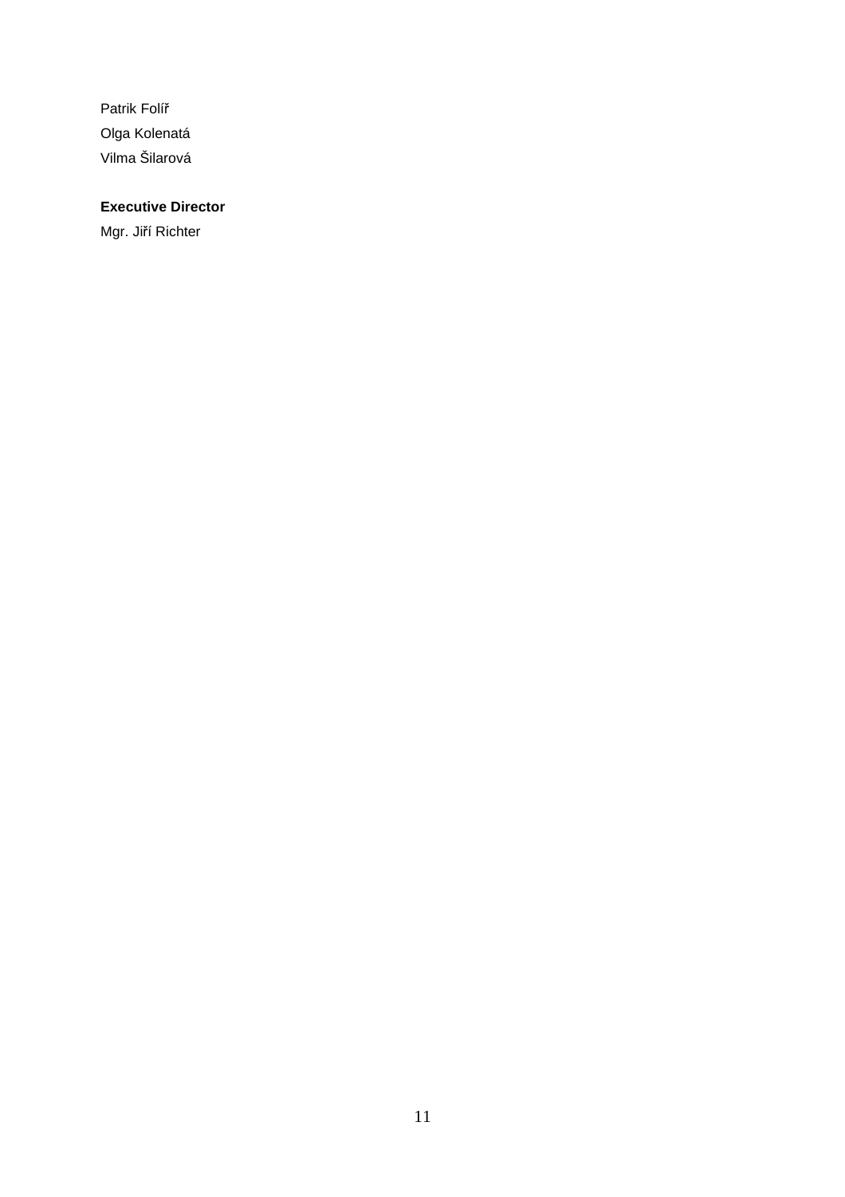Patrik Folíř

Olga Kolenatá

Vilma Šilarová

**Executive Director**

Mgr. Jiří Richter